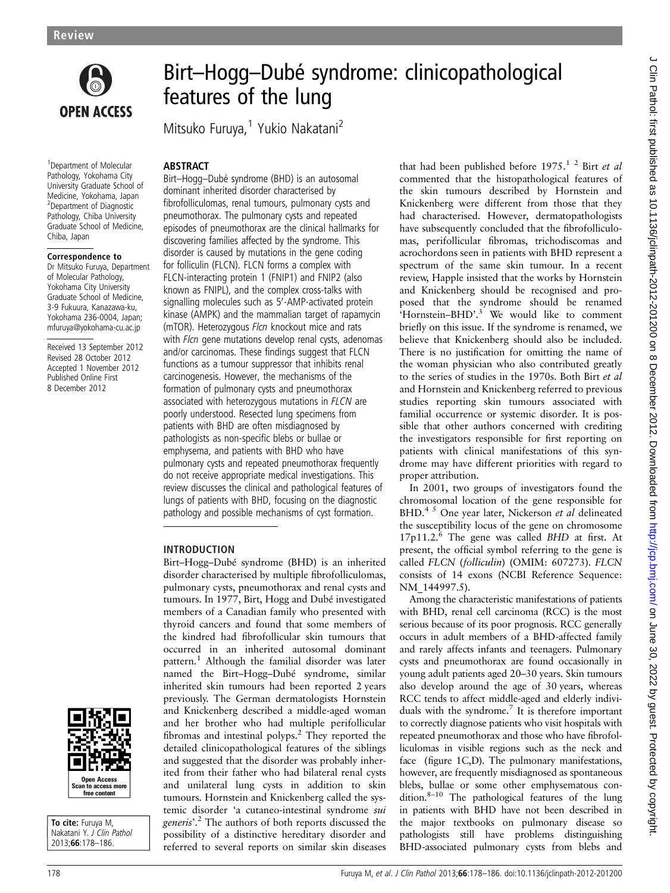# Birt–Hogg–Dubé syndrome: clinicopathological features of the lung

Mitsuko Furuya,[1] Yukio Nakatani[2]

[1]Department of Molecular Pathology, Yokohama City University Graduate School of Medicine, Yokohama, Japan
[2]Department of Diagnostic Pathology, Chiba University Graduate School of Medicine, Chiba, Japan

**Correspondence to**
Dr Mitsuko Furuya, Department of Molecular Pathology, Yokohama City University Graduate School of Medicine, 3-9 Fukuura, Kanazawa-ku, Yokohama 236-0004, Japan; mfuruya@yokohama-cu.ac.jp

Received 13 September 2012
Revised 28 October 2012
Accepted 1 November 2012
Published Online First
8 December 2012

**To cite:** Furuya M, Nakatani Y. *J Clin Pathol* 2013;**66**:178–186.

## ABSTRACT

Birt–Hogg–Dubé syndrome (BHD) is an autosomal dominant inherited disorder characterised by fibrofolliculomas, renal tumours, pulmonary cysts and pneumothorax. The pulmonary cysts and repeated episodes of pneumothorax are the clinical hallmarks for discovering families affected by the syndrome. This disorder is caused by mutations in the gene coding for folliculin (FLCN). FLCN forms a complex with FLCN-interacting protein 1 (FNIP1) and FNIP2 (also known as FNIPL), and the complex cross-talks with signalling molecules such as 5′-AMP-activated protein kinase (AMPK) and the mammalian target of rapamycin (mTOR). Heterozygous *Flcn* knockout mice and rats with *Flcn* gene mutations develop renal cysts, adenomas and/or carcinomas. These findings suggest that FLCN functions as a tumour suppressor that inhibits renal carcinogenesis. However, the mechanisms of the formation of pulmonary cysts and pneumothorax associated with heterozygous mutations in *FLCN* are poorly understood. Resected lung specimens from patients with BHD are often misdiagnosed by pathologists as non-specific blebs or bullae or emphysema, and patients with BHD who have pulmonary cysts and repeated pneumothorax frequently do not receive appropriate medical investigations. This review discusses the clinical and pathological features of lungs of patients with BHD, focusing on the diagnostic pathology and possible mechanisms of cyst formation.

## INTRODUCTION

Birt–Hogg–Dubé syndrome (BHD) is an inherited disorder characterised by multiple fibrofolliculomas, pulmonary cysts, pneumothorax and renal cysts and tumours. In 1977, Birt, Hogg and Dubé investigated members of a Canadian family who presented with thyroid cancers and found that some members of the kindred had fibrofollicular skin tumours that occurred in an inherited autosomal dominant pattern.[1] Although the familial disorder was later named the Birt–Hogg–Dubé syndrome, similar inherited skin tumours had been reported 2 years previously. The German dermatologists Hornstein and Knickenberg described a middle-aged woman and her brother who had multiple perifollicular fibromas and intestinal polyps.[2] They reported the detailed clinicopathological features of the siblings and suggested that the disorder was probably inherited from their father who had bilateral renal cysts and unilateral lung cysts in addition to skin tumours. Hornstein and Knickenberg called the systemic disorder 'a cutaneo-intestinal syndrome *sui generis*'.[2] The authors of both reports discussed the possibility of a distinctive hereditary disorder and referred to several reports on similar skin diseases that had been published before 1975.[1,2] Birt *et al* commented that the histopathological features of the skin tumours described by Hornstein and Knickenberg were different from those that they had characterised. However, dermatopathologists have subsequently concluded that the fibrofolliculomas, perifollicular fibromas, trichodiscomas and acrochordons seen in patients with BHD represent a spectrum of the same skin tumour. In a recent review, Happle insisted that the works by Hornstein and Knickenberg should be recognised and proposed that the syndrome should be renamed 'Hornstein–BHD'.[3] We would like to comment briefly on this issue. If the syndrome is renamed, we believe that Knickenberg should also be included. There is no justification for omitting the name of the woman physician who also contributed greatly to the series of studies in the 1970s. Both Birt *et al* and Hornstein and Knickenberg referred to previous studies reporting skin tumours associated with familial occurrence or systemic disorder. It is possible that other authors concerned with crediting the investigators responsible for first reporting on patients with clinical manifestations of this syndrome may have different priorities with regard to proper attribution.

In 2001, two groups of investigators found the chromosomal location of the gene responsible for BHD.[4,5] One year later, Nickerson *et al* delineated the susceptibility locus of the gene on chromosome 17p11.2.[6] The gene was called *BHD* at first. At present, the official symbol referring to the gene is called *FLCN* (*folliculin*) (OMIM: 607273). *FLCN* consists of 14 exons (NCBI Reference Sequence: NM_144997.5).

Among the characteristic manifestations of patients with BHD, renal cell carcinoma (RCC) is the most serious because of its poor prognosis. RCC generally occurs in adult members of a BHD-affected family and rarely affects infants and teenagers. Pulmonary cysts and pneumothorax are found occasionally in young adult patients aged 20–30 years. Skin tumours also develop around the age of 30 years, whereas RCC tends to affect middle-aged and elderly individuals with the syndrome.[7] It is therefore important to correctly diagnose patients who visit hospitals with repeated pneumothorax and those who have fibrofolliculomas in visible regions such as the neck and face (figure 1C,D). The pulmonary manifestations, however, are frequently misdiagnosed as spontaneous blebs, bullae or some other emphysematous condition.[8–10] The pathological features of the lung in patients with BHD have not been described in the major textbooks on pulmonary disease so pathologists still have problems distinguishing BHD-associated pulmonary cysts from blebs and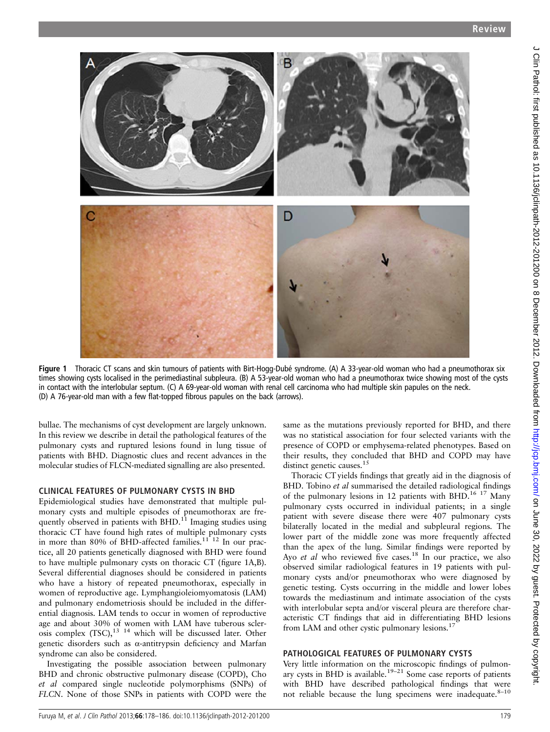Figure 1 Thoracic CT scans and skin tumours of patients with Birt-Hogg-Dubé syndrome. (A) A 33-year-old woman who had a pneumothorax six times showing cysts localised in the perimediastinal subpleura. (B) A 53-year-old woman who had a pneumothorax twice showing most of the cysts in contact with the interlobular septum. (C) A 69-year-old woman with renal cell carcinoma who had multiple skin papules on the neck. (D) A 76-year-old man with a few flat-topped fibrous papules on the back (arrows).

bullae. The mechanisms of cyst development are largely unknown. In this review we describe in detail the pathological features of the pulmonary cysts and ruptured lesions found in lung tissue of patients with BHD. Diagnostic clues and recent advances in the molecular studies of FLCN-mediated signalling are also presented.

## CLINICAL FEATURES OF PULMONARY CYSTS IN BHD

Epidemiological studies have demonstrated that multiple pulmonary cysts and multiple episodes of pneumothorax are frequently observed in patients with BHD.[11] Imaging studies using thoracic CT have found high rates of multiple pulmonary cysts in more than 80% of BHD-affected families.[11 12] In our practice, all 20 patients genetically diagnosed with BHD were found to have multiple pulmonary cysts on thoracic CT (figure 1A,B). Several differential diagnoses should be considered in patients who have a history of repeated pneumothorax, especially in women of reproductive age. Lymphangioleiomyomatosis (LAM) and pulmonary endometriosis should be included in the differential diagnosis. LAM tends to occur in women of reproductive age and about 30% of women with LAM have tuberous sclerosis complex (TSC),[13 14] which will be discussed later. Other genetic disorders such as α-antitrypsin deficiency and Marfan syndrome can also be considered.

Investigating the possible association between pulmonary BHD and chronic obstructive pulmonary disease (COPD), Cho *et al* compared single nucleotide polymorphisms (SNPs) of *FLCN*. None of those SNPs in patients with COPD were the same as the mutations previously reported for BHD, and there was no statistical association for four selected variants with the presence of COPD or emphysema-related phenotypes. Based on their results, they concluded that BHD and COPD may have distinct genetic causes.[15]

Thoracic CT yields findings that greatly aid in the diagnosis of BHD. Tobino *et al* summarised the detailed radiological findings of the pulmonary lesions in 12 patients with BHD.[16 17] Many pulmonary cysts occurred in individual patients; in a single patient with severe disease there were 407 pulmonary cysts bilaterally located in the medial and subpleural regions. The lower part of the middle zone was more frequently affected than the apex of the lung. Similar findings were reported by Ayo *et al* who reviewed five cases.[18] In our practice, we also observed similar radiological features in 19 patients with pulmonary cysts and/or pneumothorax who were diagnosed by genetic testing. Cysts occurring in the middle and lower lobes towards the mediastinum and intimate association of the cysts with interlobular septa and/or visceral pleura are therefore characteristic CT findings that aid in differentiating BHD lesions from LAM and other cystic pulmonary lesions.[17]

## PATHOLOGICAL FEATURES OF PULMONARY CYSTS

Very little information on the microscopic findings of pulmonary cysts in BHD is available.[19–21] Some case reports of patients with BHD have described pathological findings that were not reliable because the lung specimens were inadequate.[8–10]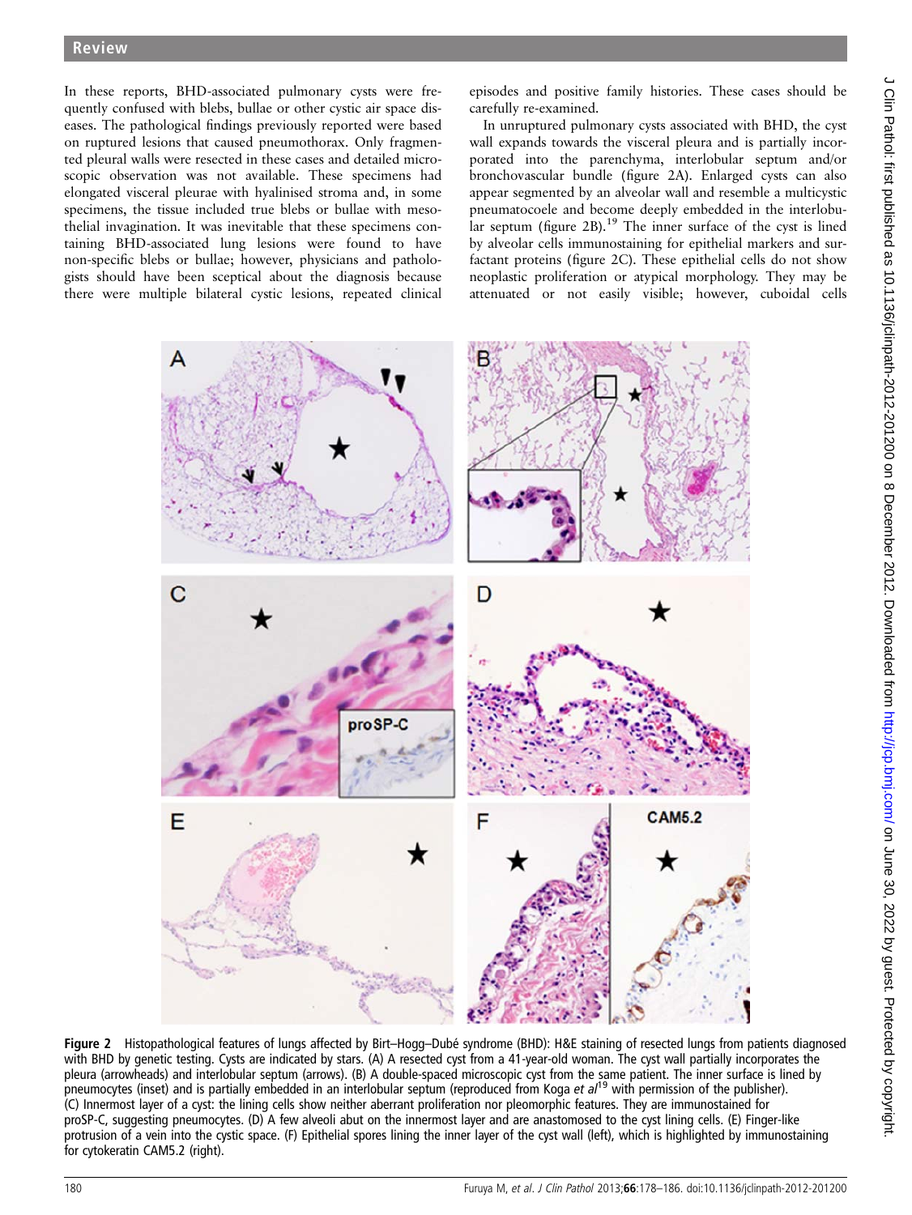In these reports, BHD-associated pulmonary cysts were frequently confused with blebs, bullae or other cystic air space diseases. The pathological findings previously reported were based on ruptured lesions that caused pneumothorax. Only fragmented pleural walls were resected in these cases and detailed microscopic observation was not available. These specimens had elongated visceral pleurae with hyalinised stroma and, in some specimens, the tissue included true blebs or bullae with mesothelial invagination. It was inevitable that these specimens containing BHD-associated lung lesions were found to have non-specific blebs or bullae; however, physicians and pathologists should have been sceptical about the diagnosis because there were multiple bilateral cystic lesions, repeated clinical episodes and positive family histories. These cases should be carefully re-examined.

In unruptured pulmonary cysts associated with BHD, the cyst wall expands towards the visceral pleura and is partially incorporated into the parenchyma, interlobular septum and/or bronchovascular bundle (figure 2A). Enlarged cysts can also appear segmented by an alveolar wall and resemble a multicystic pneumatocoele and become deeply embedded in the interlobular septum (figure 2B).[19] The inner surface of the cyst is lined by alveolar cells immunostaining for epithelial markers and surfactant proteins (figure 2C). These epithelial cells do not show neoplastic proliferation or atypical morphology. They may be attenuated or not easily visible; however, cuboidal cells

**Figure 2** Histopathological features of lungs affected by Birt–Hogg–Dubé syndrome (BHD): H&E staining of resected lungs from patients diagnosed with BHD by genetic testing. Cysts are indicated by stars. (A) A resected cyst from a 41-year-old woman. The cyst wall partially incorporates the pleura (arrowheads) and interlobular septum (arrows). (B) A double-spaced microscopic cyst from the same patient. The inner surface is lined by pneumocytes (inset) and is partially embedded in an interlobular septum (reproduced from Koga *et al*[19] with permission of the publisher). (C) Innermost layer of a cyst: the lining cells show neither aberrant proliferation nor pleomorphic features. They are immunostained for proSP-C, suggesting pneumocytes. (D) A few alveoli abut on the innermost layer and are anastomosed to the cyst lining cells. (E) Finger-like protrusion of a vein into the cystic space. (F) Epithelial spores lining the inner layer of the cyst wall (left), which is highlighted by immunostaining for cytokeratin CAM5.2 (right).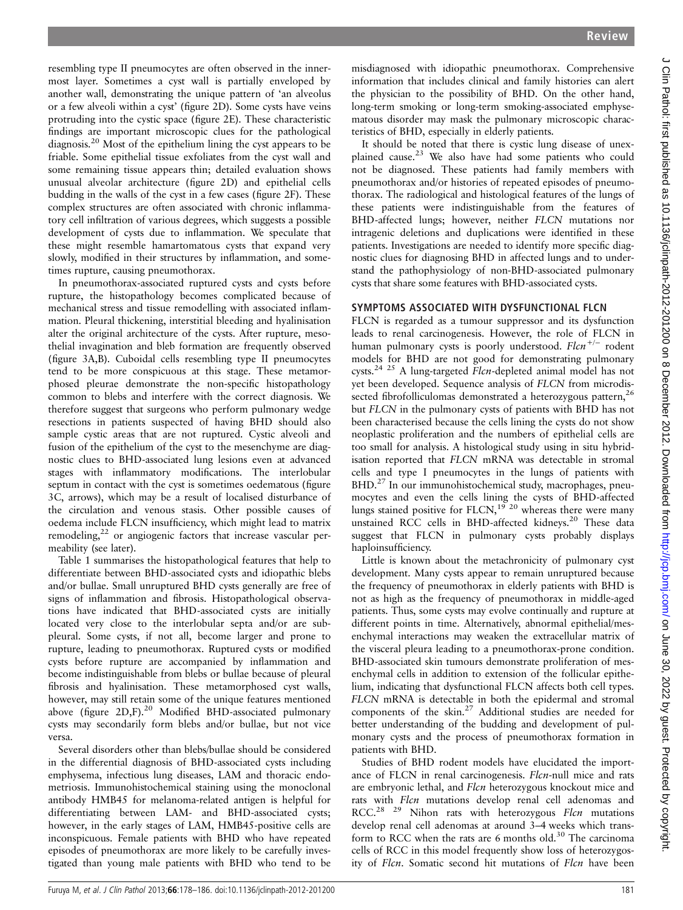resembling type II pneumocytes are often observed in the innermost layer. Sometimes a cyst wall is partially enveloped by another wall, demonstrating the unique pattern of 'an alveolus or a few alveoli within a cyst' (figure 2D). Some cysts have veins protruding into the cystic space (figure 2E). These characteristic findings are important microscopic clues for the pathological diagnosis.[20] Most of the epithelium lining the cyst appears to be friable. Some epithelial tissue exfoliates from the cyst wall and some remaining tissue appears thin; detailed evaluation shows unusual alveolar architecture (figure 2D) and epithelial cells budding in the walls of the cyst in a few cases (figure 2F). These complex structures are often associated with chronic inflammatory cell infiltration of various degrees, which suggests a possible development of cysts due to inflammation. We speculate that these might resemble hamartomatous cysts that expand very slowly, modified in their structures by inflammation, and sometimes rupture, causing pneumothorax.

In pneumothorax-associated ruptured cysts and cysts before rupture, the histopathology becomes complicated because of mechanical stress and tissue remodelling with associated inflammation. Pleural thickening, interstitial bleeding and hyalinisation alter the original architecture of the cysts. After rupture, mesothelial invagination and bleb formation are frequently observed (figure 3A,B). Cuboidal cells resembling type II pneumocytes tend to be more conspicuous at this stage. These metamorphosed pleurae demonstrate the non-specific histopathology common to blebs and interfere with the correct diagnosis. We therefore suggest that surgeons who perform pulmonary wedge resections in patients suspected of having BHD should also sample cystic areas that are not ruptured. Cystic alveoli and fusion of the epithelium of the cyst to the mesenchyme are diagnostic clues to BHD-associated lung lesions even at advanced stages with inflammatory modifications. The interlobular septum in contact with the cyst is sometimes oedematous (figure 3C, arrows), which may be a result of localised disturbance of the circulation and venous stasis. Other possible causes of oedema include FLCN insufficiency, which might lead to matrix remodeling,[22] or angiogenic factors that increase vascular permeability (see later).

Table 1 summarises the histopathological features that help to differentiate between BHD-associated cysts and idiopathic blebs and/or bullae. Small unruptured BHD cysts generally are free of signs of inflammation and fibrosis. Histopathological observations have indicated that BHD-associated cysts are initially located very close to the interlobular septa and/or are subpleural. Some cysts, if not all, become larger and prone to rupture, leading to pneumothorax. Ruptured cysts or modified cysts before rupture are accompanied by inflammation and become indistinguishable from blebs or bullae because of pleural fibrosis and hyalinisation. These metamorphosed cyst walls, however, may still retain some of the unique features mentioned above (figure 2D,F).[20] Modified BHD-associated pulmonary cysts may secondarily form blebs and/or bullae, but not vice versa.

Several disorders other than blebs/bullae should be considered in the differential diagnosis of BHD-associated cysts including emphysema, infectious lung diseases, LAM and thoracic endometriosis. Immunohistochemical staining using the monoclonal antibody HMB45 for melanoma-related antigen is helpful for differentiating between LAM- and BHD-associated cysts; however, in the early stages of LAM, HMB45-positive cells are inconspicuous. Female patients with BHD who have repeated episodes of pneumothorax are more likely to be carefully investigated than young male patients with BHD who tend to be misdiagnosed with idiopathic pneumothorax. Comprehensive information that includes clinical and family histories can alert the physician to the possibility of BHD. On the other hand, long-term smoking or long-term smoking-associated emphysematous disorder may mask the pulmonary microscopic characteristics of BHD, especially in elderly patients.

It should be noted that there is cystic lung disease of unexplained cause.[23] We also have had some patients who could not be diagnosed. These patients had family members with pneumothorax and/or histories of repeated episodes of pneumothorax. The radiological and histological features of the lungs of these patients were indistinguishable from the features of BHD-affected lungs; however, neither *FLCN* mutations nor intragenic deletions and duplications were identified in these patients. Investigations are needed to identify more specific diagnostic clues for diagnosing BHD in affected lungs and to understand the pathophysiology of non-BHD-associated pulmonary cysts that share some features with BHD-associated cysts.

## SYMPTOMS ASSOCIATED WITH DYSFUNCTIONAL FLCN

FLCN is regarded as a tumour suppressor and its dysfunction leads to renal carcinogenesis. However, the role of FLCN in human pulmonary cysts is poorly understood. $Flcn^{+/-}$ rodent models for BHD are not good for demonstrating pulmonary cysts.[24,25] A lung-targeted *Flcn*-depleted animal model has not yet been developed. Sequence analysis of *FLCN* from microdissected fibrofolliculomas demonstrated a heterozygous pattern,[26] but *FLCN* in the pulmonary cysts of patients with BHD has not been characterised because the cells lining the cysts do not show neoplastic proliferation and the numbers of epithelial cells are too small for analysis. A histological study using in situ hybridisation reported that *FLCN* mRNA was detectable in stromal cells and type I pneumocytes in the lungs of patients with BHD.[27] In our immunohistochemical study, macrophages, pneumocytes and even the cells lining the cysts of BHD-affected lungs stained positive for FLCN,[19,20] whereas there were many unstained RCC cells in BHD-affected kidneys.[20] These data suggest that FLCN in pulmonary cysts probably displays haploinsufficiency.

Little is known about the metachronicity of pulmonary cyst development. Many cysts appear to remain unruptured because the frequency of pneumothorax in elderly patients with BHD is not as high as the frequency of pneumothorax in middle-aged patients. Thus, some cysts may evolve continually and rupture at different points in time. Alternatively, abnormal epithelial/mesenchymal interactions may weaken the extracellular matrix of the visceral pleura leading to a pneumothorax-prone condition. BHD-associated skin tumours demonstrate proliferation of mesenchymal cells in addition to extension of the follicular epithelium, indicating that dysfunctional FLCN affects both cell types. *FLCN* mRNA is detectable in both the epidermal and stromal components of the skin.[27] Additional studies are needed for better understanding of the budding and development of pulmonary cysts and the process of pneumothorax formation in patients with BHD.

Studies of BHD rodent models have elucidated the importance of FLCN in renal carcinogenesis. *Flcn*-null mice and rats are embryonic lethal, and *Flcn* heterozygous knockout mice and rats with *Flcn* mutations develop renal cell adenomas and RCC.[28,29] Nihon rats with heterozygous *Flcn* mutations develop renal cell adenomas at around 3–4 weeks which transform to RCC when the rats are 6 months old.[30] The carcinoma cells of RCC in this model frequently show loss of heterozygosity of *Flcn*. Somatic second hit mutations of *Flcn* have been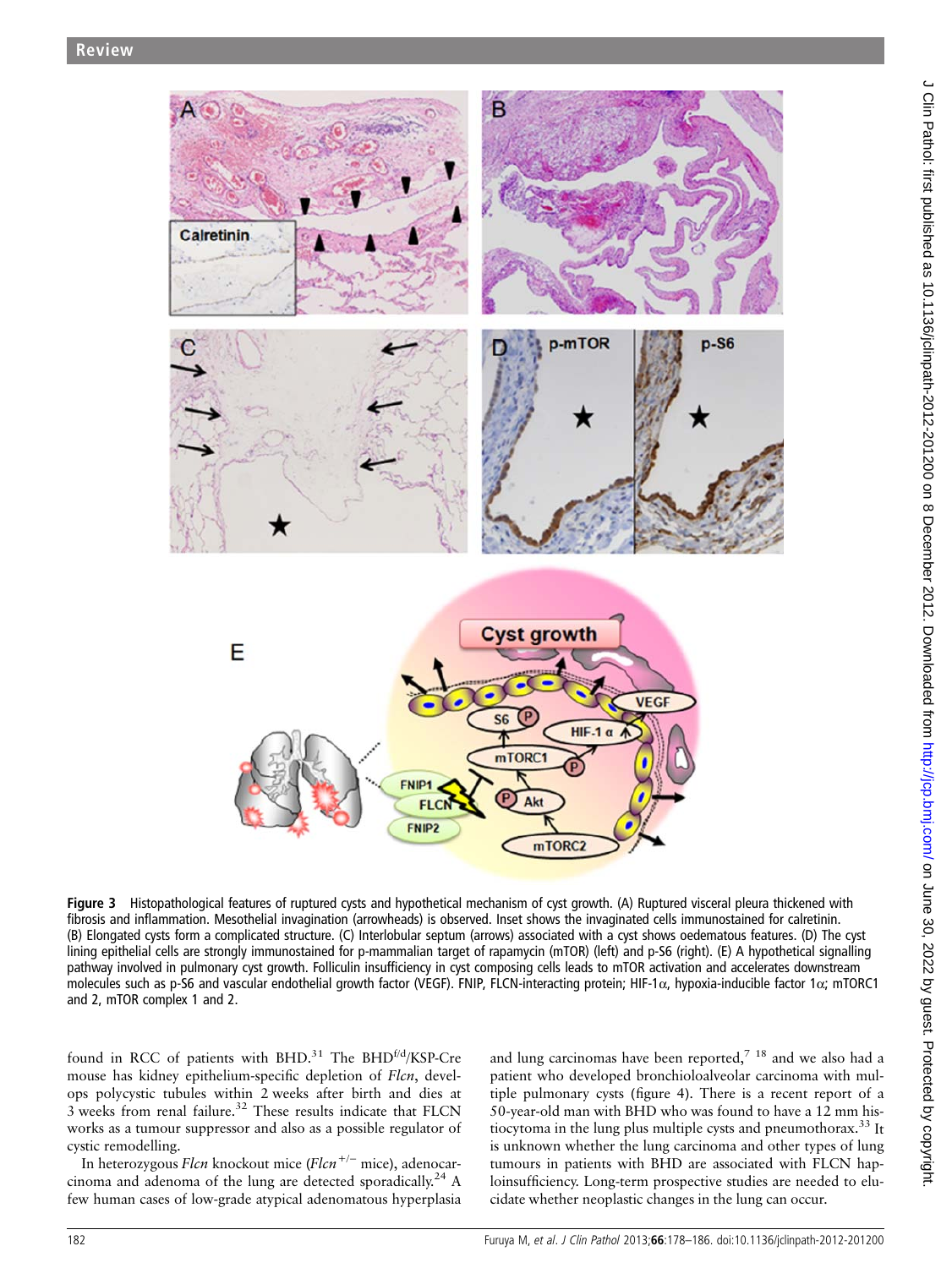Figure 3 Histopathological features of ruptured cysts and hypothetical mechanism of cyst growth. (A) Ruptured visceral pleura thickened with fibrosis and inflammation. Mesothelial invagination (arrowheads) is observed. Inset shows the invaginated cells immunostained for calretinin. (B) Elongated cysts form a complicated structure. (C) Interlobular septum (arrows) associated with a cyst shows oedematous features. (D) The cyst lining epithelial cells are strongly immunostained for p-mammalian target of rapamycin (mTOR) (left) and p-S6 (right). (E) A hypothetical signalling pathway involved in pulmonary cyst growth. Folliculin insufficiency in cyst composing cells leads to mTOR activation and accelerates downstream molecules such as p-S6 and vascular endothelial growth factor (VEGF). FNIP, FLCN-interacting protein; HIF-1α, hypoxia-inducible factor 1α; mTORC1 and 2, mTOR complex 1 and 2.

found in RCC of patients with BHD.[31] The BHD$^{f/d}$/KSP-Cre mouse has kidney epithelium-specific depletion of *Flcn*, develops polycystic tubules within 2 weeks after birth and dies at 3 weeks from renal failure.[32] These results indicate that FLCN works as a tumour suppressor and also as a possible regulator of cystic remodelling.

In heterozygous *Flcn* knockout mice (*Flcn*$^{+/-}$ mice), adenocarcinoma and adenoma of the lung are detected sporadically.[24] A few human cases of low-grade atypical adenomatous hyperplasia and lung carcinomas have been reported,[7, 18] and we also had a patient who developed bronchioloalveolar carcinoma with multiple pulmonary cysts (figure 4). There is a recent report of a 50-year-old man with BHD who was found to have a 12 mm histiocytoma in the lung plus multiple cysts and pneumothorax.[33] It is unknown whether the lung carcinoma and other types of lung tumours in patients with BHD are associated with FLCN haploinsufficiency. Long-term prospective studies are needed to elucidate whether neoplastic changes in the lung can occur.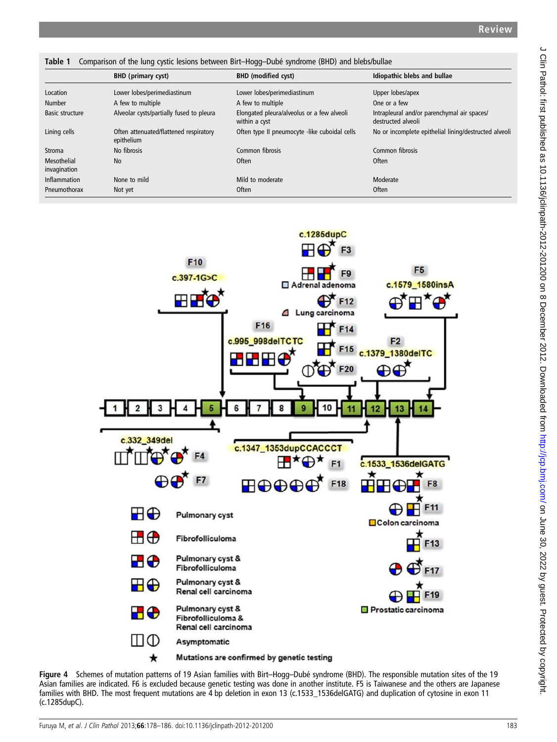Table 1 Comparison of the lung cystic lesions between Birt–Hogg–Dubé syndrome (BHD) and blebs/bullae

| | BHD (primary cyst) | BHD (modified cyst) | Idiopathic blebs and bullae |
|---|---|---|---|
| Location | Lower lobes/perimediastinum | Lower lobes/perimediastinum | Upper lobes/apex |
| Number | A few to multiple | A few to multiple | One or a few |
| Basic structure | Alveolar cysts/partially fused to pleura | Elongated pleura/alveolus or a few alveoli within a cyst | Intrapleural and/or parenchymal air spaces/destructed alveoli |
| Lining cells | Often attenuated/flattened respiratory epithelium | Often type II pneumocyte -like cuboidal cells | No or incomplete epithelial lining/destructed alveoli |
| Stroma | No fibrosis | Common fibrosis | Common fibrosis |
| Mesothelial invagination | No | Often | Often |
| Inflammation | None to mild | Mild to moderate | Moderate |
| Pneumothorax | Not yet | Often | Often |

Figure 4 Schemes of mutation patterns of 19 Asian families with Birt–Hogg–Dubé syndrome (BHD). The responsible mutation sites of the 19 Asian families are indicated. F6 is excluded because genetic testing was done in another institute. F5 is Taiwanese and the others are Japanese families with BHD. The most frequent mutations are 4 bp deletion in exon 13 (c.1533_1536delGATG) and duplication of cytosine in exon 11 (c.1285dupC).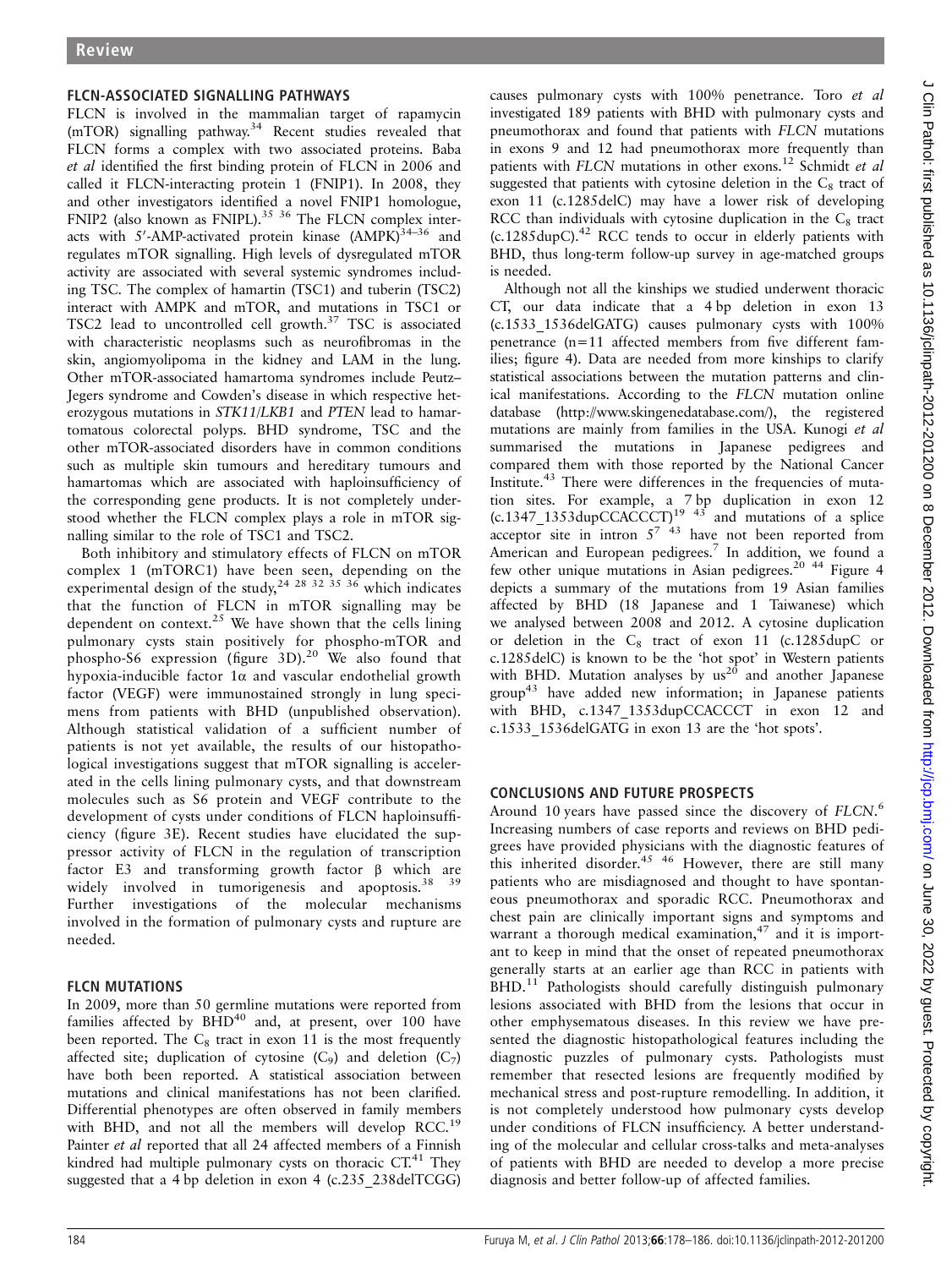## FLCN-ASSOCIATED SIGNALLING PATHWAYS

FLCN is involved in the mammalian target of rapamycin (mTOR) signalling pathway.[34] Recent studies revealed that FLCN forms a complex with two associated proteins. Baba *et al* identified the first binding protein of FLCN in 2006 and called it FLCN-interacting protein 1 (FNIP1). In 2008, they and other investigators identified a novel FNIP1 homologue, FNIP2 (also known as FNIPL).[35 36] The FLCN complex interacts with 5′-AMP-activated protein kinase (AMPK)[34–36] and regulates mTOR signalling. High levels of dysregulated mTOR activity are associated with several systemic syndromes including TSC. The complex of hamartin (TSC1) and tuberin (TSC2) interact with AMPK and mTOR, and mutations in TSC1 or TSC2 lead to uncontrolled cell growth.[37] TSC is associated with characteristic neoplasms such as neurofibromas in the skin, angiomyolipoma in the kidney and LAM in the lung. Other mTOR-associated hamartoma syndromes include Peutz–Jegers syndrome and Cowden's disease in which respective heterozygous mutations in *STK11/LKB1* and *PTEN* lead to hamartomatous colorectal polyps. BHD syndrome, TSC and the other mTOR-associated disorders have in common conditions such as multiple skin tumours and hereditary tumours and hamartomas which are associated with haploinsufficiency of the corresponding gene products. It is not completely understood whether the FLCN complex plays a role in mTOR signalling similar to the role of TSC1 and TSC2.

Both inhibitory and stimulatory effects of FLCN on mTOR complex 1 (mTORC1) have been seen, depending on the experimental design of the study,[24 28 32 35 36] which indicates that the function of FLCN in mTOR signalling may be dependent on context.[25] We have shown that the cells lining pulmonary cysts stain positively for phospho-mTOR and phospho-S6 expression (figure 3D).[20] We also found that hypoxia-inducible factor 1α and vascular endothelial growth factor (VEGF) were immunostained strongly in lung specimens from patients with BHD (unpublished observation). Although statistical validation of a sufficient number of patients is not yet available, the results of our histopathological investigations suggest that mTOR signalling is accelerated in the cells lining pulmonary cysts, and that downstream molecules such as S6 protein and VEGF contribute to the development of cysts under conditions of FLCN haploinsufficiency (figure 3E). Recent studies have elucidated the suppressor activity of FLCN in the regulation of transcription factor E3 and transforming growth factor β which are widely involved in tumorigenesis and apoptosis.[38 39] Further investigations of the molecular mechanisms involved in the formation of pulmonary cysts and rupture are needed.

## FLCN MUTATIONS

In 2009, more than 50 germline mutations were reported from families affected by BHD[40] and, at present, over 100 have been reported. The $C_8$ tract in exon 11 is the most frequently affected site; duplication of cytosine ($C_9$) and deletion ($C_7$) have both been reported. A statistical association between mutations and clinical manifestations has not been clarified. Differential phenotypes are often observed in family members with BHD, and not all the members will develop RCC.[19] Painter *et al* reported that all 24 affected members of a Finnish kindred had multiple pulmonary cysts on thoracic CT.[41] They suggested that a 4 bp deletion in exon 4 (c.235_238delTCGG) causes pulmonary cysts with 100% penetrance. Toro *et al* investigated 189 patients with BHD with pulmonary cysts and pneumothorax and found that patients with *FLCN* mutations in exons 9 and 12 had pneumothorax more frequently than patients with *FLCN* mutations in other exons.[12] Schmidt *et al* suggested that patients with cytosine deletion in the $C_8$ tract of exon 11 (c.1285delC) may have a lower risk of developing RCC than individuals with cytosine duplication in the $C_8$ tract (c.1285dupC).[42] RCC tends to occur in elderly patients with BHD, thus long-term follow-up survey in age-matched groups is needed.

Although not all the kinships we studied underwent thoracic CT, our data indicate that a 4 bp deletion in exon 13 (c.1533_1536delGATG) causes pulmonary cysts with 100% penetrance (n=11 affected members from five different families; figure 4). Data are needed from more kinships to clarify statistical associations between the mutation patterns and clinical manifestations. According to the *FLCN* mutation online database (http://www.skingenedatabase.com/), the registered mutations are mainly from families in the USA. Kunogi *et al* summarised the mutations in Japanese pedigrees and compared them with those reported by the National Cancer Institute.[43] There were differences in the frequencies of mutation sites. For example, a 7 bp duplication in exon 12 (c.1347_1353dupCCACCCT)[19 43] and mutations of a splice acceptor site in intron 5[7 43] have not been reported from American and European pedigrees.[7] In addition, we found a few other unique mutations in Asian pedigrees.[20 44] Figure 4 depicts a summary of the mutations from 19 Asian families affected by BHD (18 Japanese and 1 Taiwanese) which we analysed between 2008 and 2012. A cytosine duplication or deletion in the $C_8$ tract of exon 11 (c.1285dupC or c.1285delC) is known to be the 'hot spot' in Western patients with BHD. Mutation analyses by us[20] and another Japanese group[43] have added new information; in Japanese patients with BHD, c.1347_1353dupCCACCCT in exon 12 and c.1533_1536delGATG in exon 13 are the 'hot spots'.

## CONCLUSIONS AND FUTURE PROSPECTS

Around 10 years have passed since the discovery of *FLCN*.[6] Increasing numbers of case reports and reviews on BHD pedigrees have provided physicians with the diagnostic features of this inherited disorder.[45 46] However, there are still many patients who are misdiagnosed and thought to have spontaneous pneumothorax and sporadic RCC. Pneumothorax and chest pain are clinically important signs and symptoms and warrant a thorough medical examination,[47] and it is important to keep in mind that the onset of repeated pneumothorax generally starts at an earlier age than RCC in patients with BHD.[11] Pathologists should carefully distinguish pulmonary lesions associated with BHD from the lesions that occur in other emphysematous diseases. In this review we have presented the diagnostic histopathological features including the diagnostic puzzles of pulmonary cysts. Pathologists must remember that resected lesions are frequently modified by mechanical stress and post-rupture remodelling. In addition, it is not completely understood how pulmonary cysts develop under conditions of FLCN insufficiency. A better understanding of the molecular and cellular cross-talks and meta-analyses of patients with BHD are needed to develop a more precise diagnosis and better follow-up of affected families.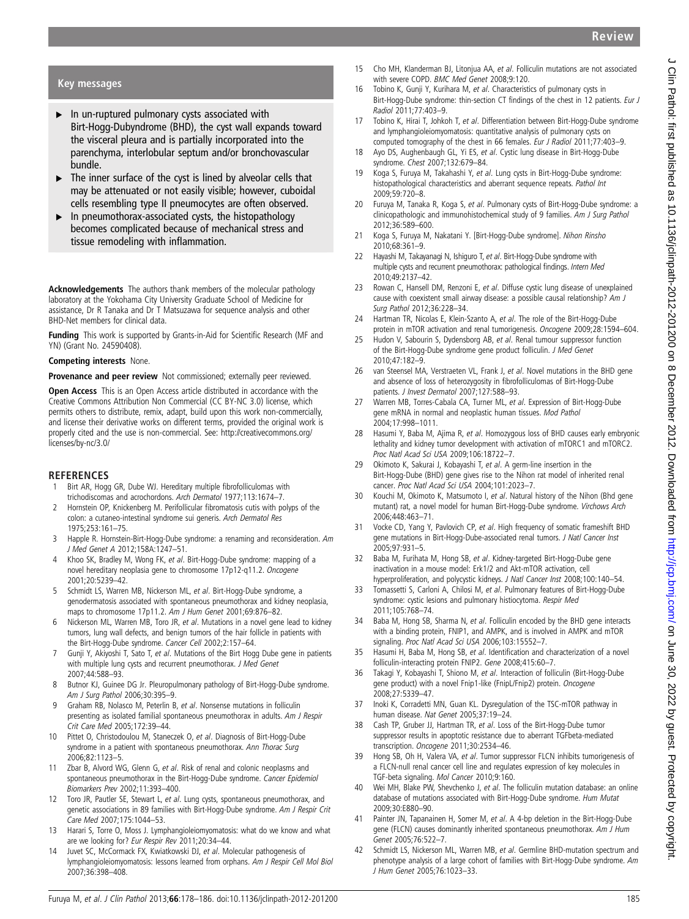## Key messages

- In un-ruptured pulmonary cysts associated with Birt-Hogg-Dubyndrome (BHD), the cyst wall expands toward the visceral pleura and is partially incorporated into the parenchyma, interlobular septum and/or bronchovascular bundle.
- The inner surface of the cyst is lined by alveolar cells that may be attenuated or not easily visible; however, cuboidal cells resembling type II pneumocytes are often observed.
- In pneumothorax-associated cysts, the histopathology becomes complicated because of mechanical stress and tissue remodeling with inflammation.

**Acknowledgements** The authors thank members of the molecular pathology laboratory at the Yokohama City University Graduate School of Medicine for assistance, Dr R Tanaka and Dr T Matsuzawa for sequence analysis and other BHD-Net members for clinical data.

**Funding** This work is supported by Grants-in-Aid for Scientific Research (MF and YN) (Grant No. 24590408).

**Competing interests** None.

**Provenance and peer review** Not commissioned; externally peer reviewed.

**Open Access** This is an Open Access article distributed in accordance with the Creative Commons Attribution Non Commercial (CC BY-NC 3.0) license, which permits others to distribute, remix, adapt, build upon this work non-commercially, and license their derivative works on different terms, provided the original work is properly cited and the use is non-commercial. See: http://creativecommons.org/licenses/by-nc/3.0/

## REFERENCES

1. Birt AR, Hogg GR, Dube WJ. Hereditary multiple fibrofolliculomas with trichodiscomas and acrochordons. *Arch Dermatol* 1977;113:1674–7.
2. Hornstein OP, Knickenberg M. Perifollicular fibromatosis cutis with polyps of the colon: a cutaneo-intestinal syndrome sui generis. *Arch Dermatol Res* 1975;253:161–75.
3. Happle R. Hornstein-Birt-Hogg-Dube syndrome: a renaming and reconsideration. *Am J Med Genet A* 2012;158A:1247–51.
4. Khoo SK, Bradley M, Wong FK, *et al*. Birt-Hogg-Dube syndrome: mapping of a novel hereditary neoplasia gene to chromosome 17p12-q11.2. *Oncogene* 2001;20:5239–42.
5. Schmidt LS, Warren MB, Nickerson ML, *et al*. Birt-Hogg-Dube syndrome, a genodermatosis associated with spontaneous pneumothorax and kidney neoplasia, maps to chromosome 17p11.2. *Am J Hum Genet* 2001;69:876–82.
6. Nickerson ML, Warren MB, Toro JR, *et al*. Mutations in a novel gene lead to kidney tumors, lung wall defects, and benign tumors of the hair follicle in patients with the Birt-Hogg-Dube syndrome. *Cancer Cell* 2002;2:157–64.
7. Gunji Y, Akiyoshi T, Sato T, *et al*. Mutations of the Birt Hogg Dube gene in patients with multiple lung cysts and recurrent pneumothorax. *J Med Genet* 2007;44:588–93.
8. Butnor KJ, Guinee DG Jr. Pleuropulmonary pathology of Birt-Hogg-Dube syndrome. *Am J Surg Pathol* 2006;30:395–9.
9. Graham RB, Nolasco M, Peterlin B, *et al*. Nonsense mutations in folliculin presenting as isolated familial spontaneous pneumothorax in adults. *Am J Respir Crit Care Med* 2005;172:39–44.
10. Pittet O, Christodoulou M, Staneczek O, *et al*. Diagnosis of Birt-Hogg-Dube syndrome in a patient with spontaneous pneumothorax. *Ann Thorac Surg* 2006;82:1123–5.
11. Zbar B, Alvord WG, Glenn G, *et al*. Risk of renal and colonic neoplasms and spontaneous pneumothorax in the Birt-Hogg-Dube syndrome. *Cancer Epidemiol Biomarkers Prev* 2002;11:393–400.
12. Toro JR, Pautler SE, Stewart L, *et al*. Lung cysts, spontaneous pneumothorax, and genetic associations in 89 families with Birt-Hogg-Dube syndrome. *Am J Respir Crit Care Med* 2007;175:1044–53.
13. Harari S, Torre O, Moss J. Lymphangioleiomyomatosis: what do we know and what are we looking for? *Eur Respir Rev* 2011;20:34–44.
14. Juvet SC, McCormack FX, Kwiatkowski DJ, *et al*. Molecular pathogenesis of lymphangioleiomyomatosis: lessons learned from orphans. *Am J Respir Cell Mol Biol* 2007;36:398–408.
15. Cho MH, Klanderman BJ, Litonjua AA, *et al*. Folliculin mutations are not associated with severe COPD. *BMC Med Genet* 2008;9:120.
16. Tobino K, Gunji Y, Kurihara M, *et al*. Characteristics of pulmonary cysts in Birt-Hogg-Dube syndrome: thin-section CT findings of the chest in 12 patients. *Eur J Radiol* 2011;77:403–9.
17. Tobino K, Hirai T, Johkoh T, *et al*. Differentiation between Birt-Hogg-Dube syndrome and lymphangioleiomyomatosis: quantitative analysis of pulmonary cysts on computed tomography of the chest in 66 females. *Eur J Radiol* 2011;77:403–9.
18. Ayo DS, Aughenbaugh GL, Yi ES, *et al*. Cystic lung disease in Birt-Hogg-Dube syndrome. *Chest* 2007;132:679–84.
19. Koga S, Furuya M, Takahashi Y, *et al*. Lung cysts in Birt-Hogg-Dube syndrome: histopathological characteristics and aberrant sequence repeats. *Pathol Int* 2009;59:720–8.
20. Furuya M, Tanaka R, Koga S, *et al*. Pulmonary cysts of Birt-Hogg-Dube syndrome: a clinicopathologic and immunohistochemical study of 9 families. *Am J Surg Pathol* 2012;36:589–600.
21. Koga S, Furuya M, Nakatani Y. [Birt-Hogg-Dube syndrome]. *Nihon Rinsho* 2010;68:361–9.
22. Hayashi M, Takayanagi N, Ishiguro T, *et al*. Birt-Hogg-Dube syndrome with multiple cysts and recurrent pneumothorax: pathological findings. *Intern Med* 2010;49:2137–42.
23. Rowan C, Hansell DM, Renzoni E, *et al*. Diffuse cystic lung disease of unexplained cause with coexistent small airway disease: a possible causal relationship? *Am J Surg Pathol* 2012;36:228–34.
24. Hartman TR, Nicolas E, Klein-Szanto A, *et al*. The role of the Birt-Hogg-Dube protein in mTOR activation and renal tumorigenesis. *Oncogene* 2009;28:1594–604.
25. Hudon V, Sabourin S, Dydensborg AB, *et al*. Renal tumour suppressor function of the Birt-Hogg-Dube syndrome gene product folliculin. *J Med Genet* 2010;47:182–9.
26. van Steensel MA, Verstraeten VL, Frank J, *et al*. Novel mutations in the BHD gene and absence of loss of heterozygosity in fibrofolliculomas of Birt-Hogg-Dube patients. *J Invest Dermatol* 2007;127:588–93.
27. Warren MB, Torres-Cabala CA, Turner ML, *et al*. Expression of Birt-Hogg-Dube gene mRNA in normal and neoplastic human tissues. *Mod Pathol* 2004;17:998–1011.
28. Hasumi Y, Baba M, Ajima R, *et al*. Homozygous loss of BHD causes early embryonic lethality and kidney tumor development with activation of mTORC1 and mTORC2. *Proc Natl Acad Sci USA* 2009;106:18722–7.
29. Okimoto K, Sakurai J, Kobayashi T, *et al*. A germ-line insertion in the Birt-Hogg-Dube (BHD) gene gives rise to the Nihon rat model of inherited renal cancer. *Proc Natl Acad Sci USA* 2004;101:2023–7.
30. Kouchi M, Okimoto K, Matsumoto I, *et al*. Natural history of the Nihon (Bhd gene mutant) rat, a novel model for human Birt-Hogg-Dube syndrome. *Virchows Arch* 2006;448:463–71.
31. Vocke CD, Yang Y, Pavlovich CP, *et al*. High frequency of somatic frameshift BHD gene mutations in Birt-Hogg-Dube-associated renal tumors. *J Natl Cancer Inst* 2005;97:931–5.
32. Baba M, Furihata M, Hong SB, *et al*. Kidney-targeted Birt-Hogg-Dube gene inactivation in a mouse model: Erk1/2 and Akt-mTOR activation, cell hyperproliferation, and polycystic kidneys. *J Natl Cancer Inst* 2008;100:140–54.
33. Tomassetti S, Carloni A, Chilosi M, *et al*. Pulmonary features of Birt-Hogg-Dube syndrome: cystic lesions and pulmonary histiocytoma. *Respir Med* 2011;105:768–74.
34. Baba M, Hong SB, Sharma N, *et al*. Folliculin encoded by the BHD gene interacts with a binding protein, FNIP1, and AMPK, and is involved in AMPK and mTOR signaling. *Proc Natl Acad Sci USA* 2006;103:15552–7.
35. Hasumi H, Baba M, Hong SB, *et al*. Identification and characterization of a novel folliculin-interacting protein FNIP2. *Gene* 2008;415:60–7.
36. Takagi Y, Kobayashi T, Shiono M, *et al*. Interaction of folliculin (Birt-Hogg-Dube gene product) with a novel Fnip1-like (FnipL/Fnip2) protein. *Oncogene* 2008;27:5339–47.
37. Inoki K, Corradetti MN, Guan KL. Dysregulation of the TSC-mTOR pathway in human disease. *Nat Genet* 2005;37:19–24.
38. Cash TP, Gruber JJ, Hartman TR, *et al*. Loss of the Birt-Hogg-Dube tumor suppressor results in apoptotic resistance due to aberrant TGFbeta-mediated transcription. *Oncogene* 2011;30:2534–46.
39. Hong SB, Oh H, Valera VA, *et al*. Tumor suppressor FLCN inhibits tumorigenesis of a FLCN-null renal cancer cell line and regulates expression of key molecules in TGF-beta signaling. *Mol Cancer* 2010;9:160.
40. Wei MH, Blake PW, Shevchenko J, *et al*. The folliculin mutation database: an online database of mutations associated with Birt-Hogg-Dube syndrome. *Hum Mutat* 2009;30:E880–90.
41. Painter JN, Tapanainen H, Somer M, *et al*. A 4-bp deletion in the Birt-Hogg-Dube gene (FLCN) causes dominantly inherited spontaneous pneumothorax. *Am J Hum Genet* 2005;76:522–7.
42. Schmidt LS, Nickerson ML, Warren MB, *et al*. Germline BHD-mutation spectrum and phenotype analysis of a large cohort of families with Birt-Hogg-Dube syndrome. *Am J Hum Genet* 2005;76:1023–33.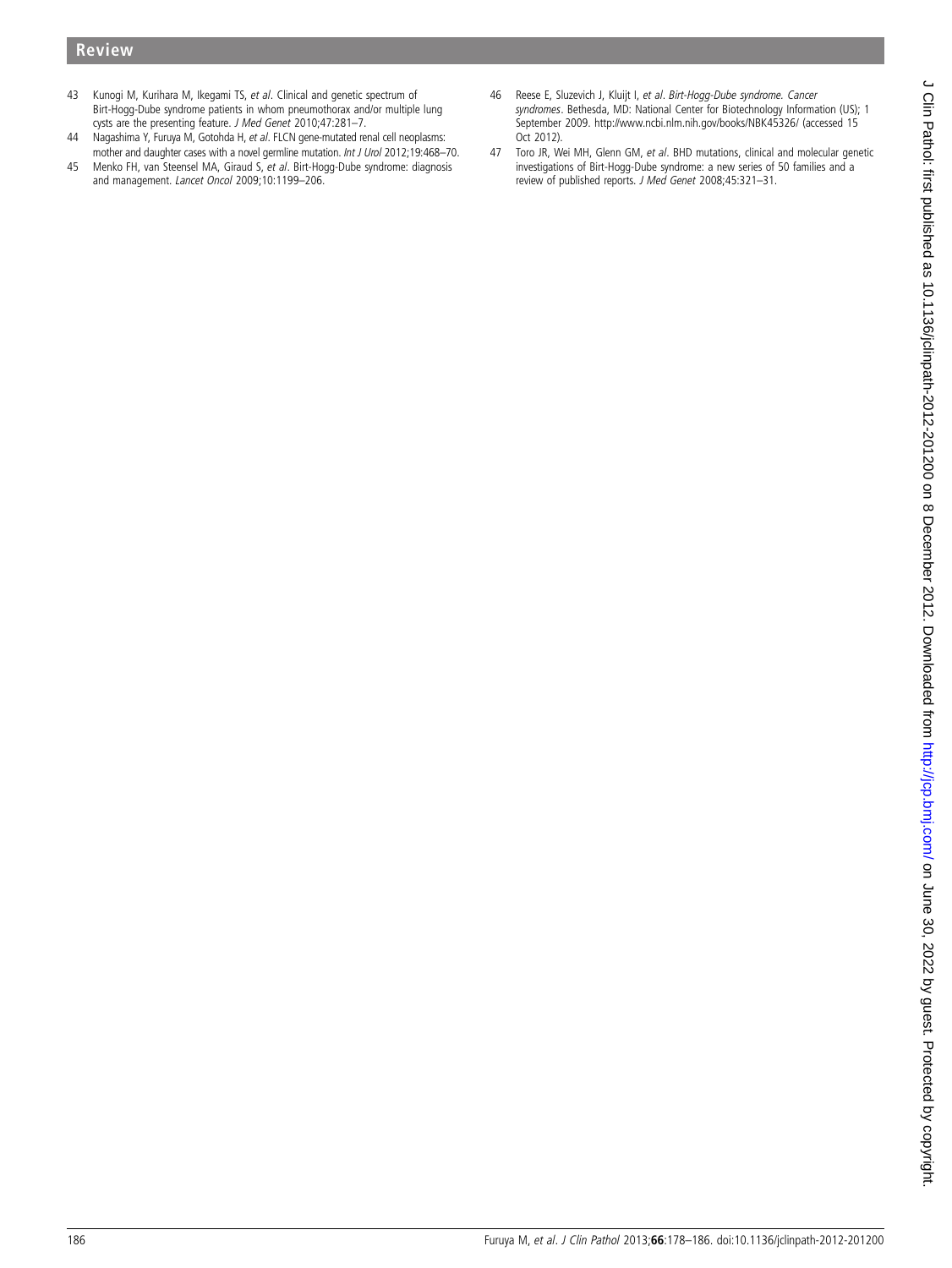43 Kunogi M, Kurihara M, Ikegami TS, *et al*. Clinical and genetic spectrum of Birt-Hogg-Dube syndrome patients in whom pneumothorax and/or multiple lung cysts are the presenting feature. *J Med Genet* 2010;47:281–7.

44 Nagashima Y, Furuya M, Gotohda H, *et al*. FLCN gene-mutated renal cell neoplasms: mother and daughter cases with a novel germline mutation. *Int J Urol* 2012;19:468–70.

45 Menko FH, van Steensel MA, Giraud S, *et al*. Birt-Hogg-Dube syndrome: diagnosis and management. *Lancet Oncol* 2009;10:1199–206.

46 Reese E, Sluzevich J, Kluijt I, *et al*. *Birt-Hogg-Dube syndrome. Cancer syndromes*. Bethesda, MD: National Center for Biotechnology Information (US); 1 September 2009. http://www.ncbi.nlm.nih.gov/books/NBK45326/ (accessed 15 Oct 2012).

47 Toro JR, Wei MH, Glenn GM, *et al*. BHD mutations, clinical and molecular genetic investigations of Birt-Hogg-Dube syndrome: a new series of 50 families and a review of published reports. *J Med Genet* 2008;45:321–31.